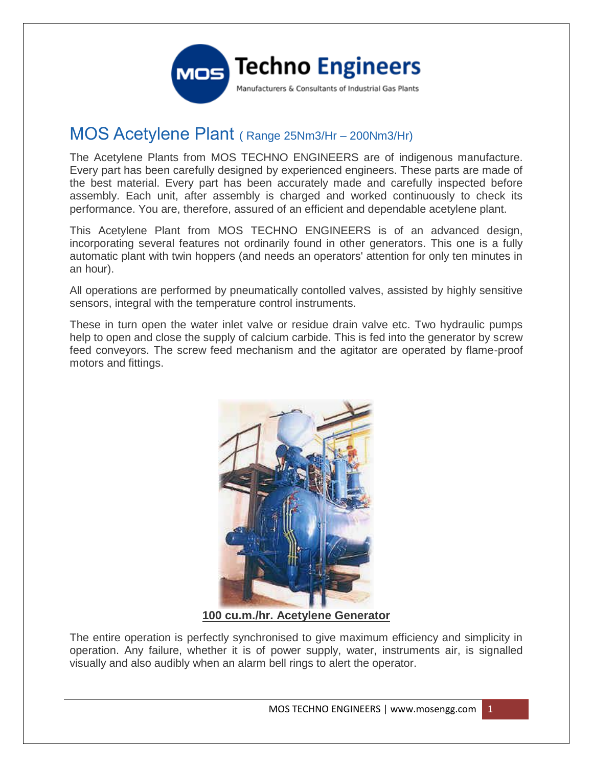**Techno Engineers**

Manufacturers & Consultants of Industrial Gas Plants

# MOS Acetylene Plant ( Range 25Nm3/Hr – 200Nm3/Hr)

The Acetylene Plants from MOS TECHNO ENGINEERS are of indigenous manufacture. Every part has been carefully designed by experienced engineers. These parts are made of the best material. Every part has been accurately made and carefully inspected before assembly. Each unit, after assembly is charged and worked continuously to check its performance. You are, therefore, assured of an efficient and dependable acetylene plant.

This Acetylene Plant from MOS TECHNO ENGINEERS is of an advanced design, incorporating several features not ordinarily found in other generators. This one is a fully automatic plant with twin hoppers (and needs an operators' attention for only ten minutes in an hour).

All operations are performed by pneumatically contolled valves, assisted by highly sensitive sensors, integral with the temperature control instruments.

These in turn open the water inlet valve or residue drain valve etc. Two hydraulic pumps help to open and close the supply of calcium carbide. This is fed into the generator by screw feed conveyors. The screw feed mechanism and the agitator are operated by flame-proof motors and fittings.

**100 cu.m./hr. Acetylene Generator**

The entire operation is perfectly synchronised to give maximum efficiency and simplicity in operation. Any failure, whether it is of power supply, water, instruments air, is signalled visually and also audibly when an alarm bell rings to alert the operator.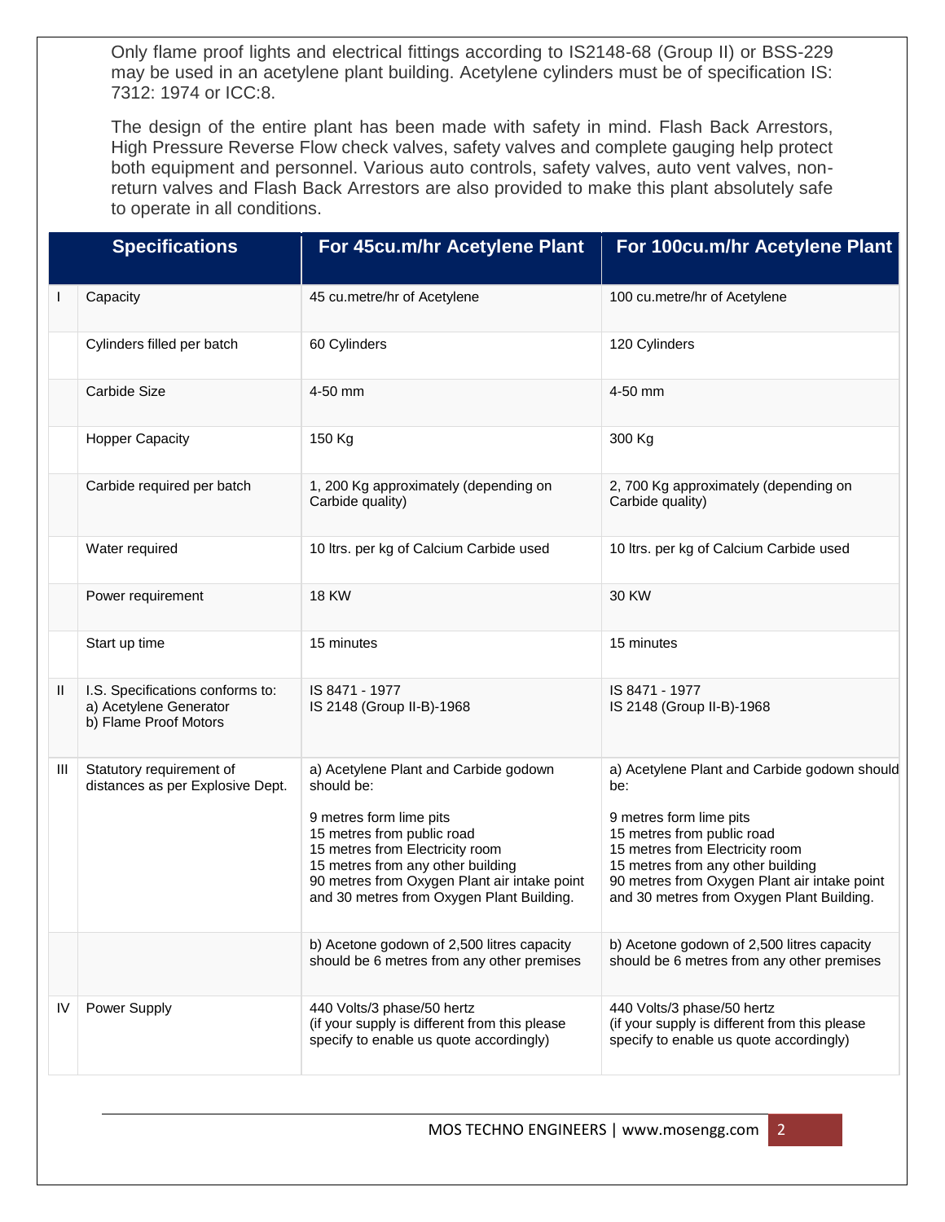Only flame proof lights and electrical fittings according to IS2148-68 (Group II) or BSS-229 may be used in an acetylene plant building. Acetylene cylinders must be of specification IS: 7312: 1974 or ICC:8.

The design of the entire plant has been made with safety in mind. Flash Back Arrestors, High Pressure Reverse Flow check valves, safety valves and complete gauging help protect both equipment and personnel. Various auto controls, safety valves, auto vent valves, non-return valves and Flash Back Arrestors are also provided to make this plant absolutely safe to operate in all conditions.

| | Specifications | For 45cu.m/hr Acetylene Plant | For 100cu.m/hr Acetylene Plant |
|---|---|---|---|
| I | Capacity | 45 cu.metre/hr of Acetylene | 100 cu.metre/hr of Acetylene |
| | Cylinders filled per batch | 60 Cylinders | 120 Cylinders |
| | Carbide Size | 4-50 mm | 4-50 mm |
| | Hopper Capacity | 150 Kg | 300 Kg |
| | Carbide required per batch | 1, 200 Kg approximately (depending on Carbide quality) | 2, 700 Kg approximately (depending on Carbide quality) |
| | Water required | 10 ltrs. per kg of Calcium Carbide used | 10 ltrs. per kg of Calcium Carbide used |
| | Power requirement | 18 KW | 30 KW |
| | Start up time | 15 minutes | 15 minutes |
| II | I.S. Specifications conforms to:<br>a) Acetylene Generator<br>b) Flame Proof Motors | IS 8471 - 1977<br>IS 2148 (Group II-B)-1968 | IS 8471 - 1977<br>IS 2148 (Group II-B)-1968 |
| III | Statutory requirement of distances as per Explosive Dept. | a) Acetylene Plant and Carbide godown should be:<br><br>9 metres form lime pits<br>15 metres from public road<br>15 metres from Electricity room<br>15 metres from any other building<br>90 metres from Oxygen Plant air intake point and 30 metres from Oxygen Plant Building. | a) Acetylene Plant and Carbide godown should be:<br><br>9 metres form lime pits<br>15 metres from public road<br>15 metres from Electricity room<br>15 metres from any other building<br>90 metres from Oxygen Plant air intake point and 30 metres from Oxygen Plant Building. |
| | | b) Acetone godown of 2,500 litres capacity should be 6 metres from any other premises | b) Acetone godown of 2,500 litres capacity should be 6 metres from any other premises |
| IV | Power Supply | 440 Volts/3 phase/50 hertz<br>(if your supply is different from this please specify to enable us quote accordingly) | 440 Volts/3 phase/50 hertz<br>(if your supply is different from this please specify to enable us quote accordingly) |

MOS TECHNO ENGINEERS | www.mosengg.com